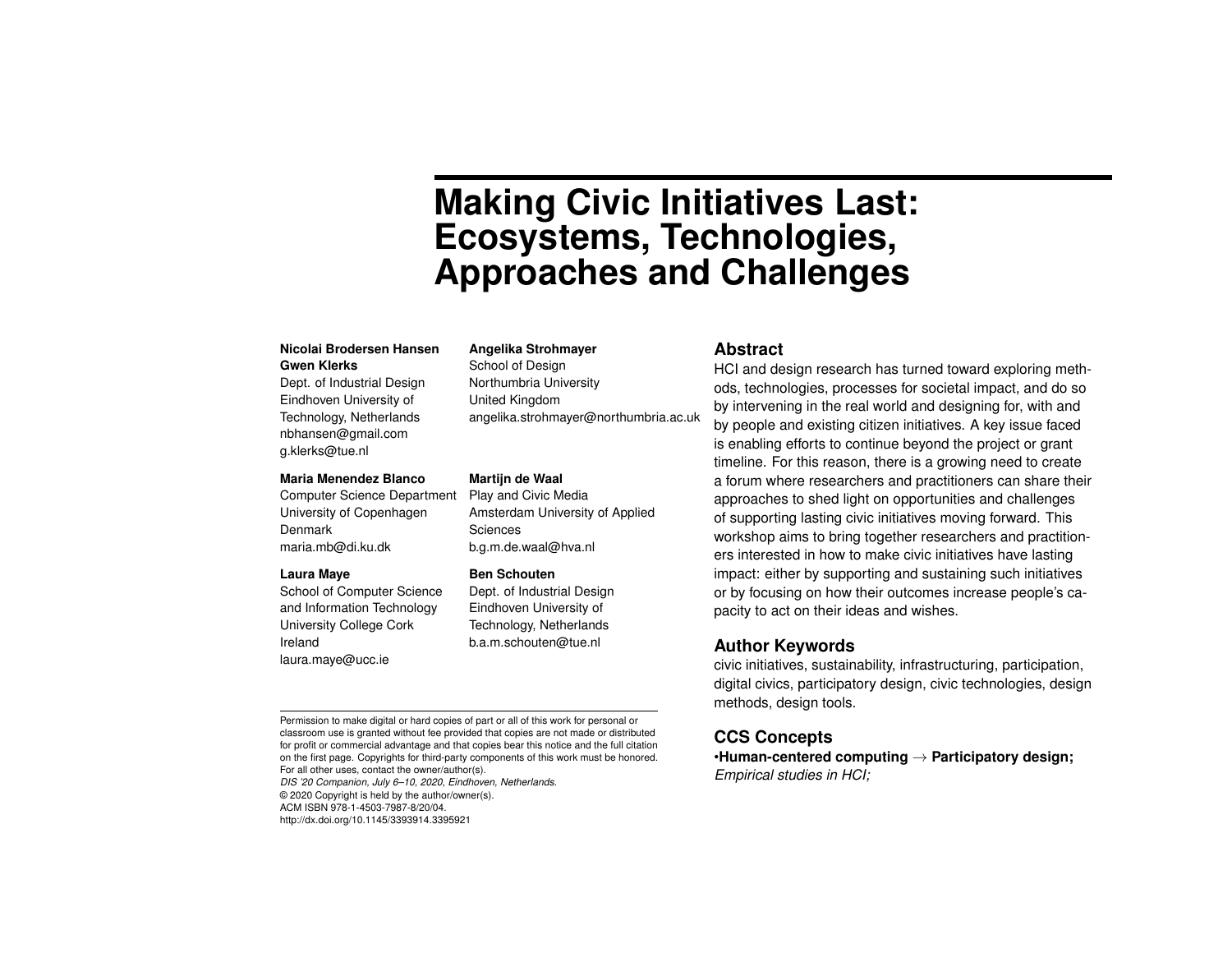# Making Civic Initiatives Last: Ecosystems, Technologies, Approaches and Challenges

**Nicolai Brodersen Hansen**
**Gwen Klerks**
Dept. of Industrial Design
Eindhoven University of Technology, Netherlands
nbhansen@gmail.com
g.klerks@tue.nl

**Angelika Strohmayer**
School of Design
Northumbria University
United Kingdom
angelika.strohmayer@northumbria.ac.uk

**Maria Menendez Blanco**
Computer Science Department
University of Copenhagen
Denmark
maria.mb@di.ku.dk

**Martijn de Waal**
Play and Civic Media
Amsterdam University of Applied Sciences
b.g.m.de.waal@hva.nl

**Laura Maye**
School of Computer Science and Information Technology
University College Cork
Ireland
laura.maye@ucc.ie

**Ben Schouten**
Dept. of Industrial Design
Eindhoven University of Technology, Netherlands
b.a.m.schouten@tue.nl

Permission to make digital or hard copies of part or all of this work for personal or classroom use is granted without fee provided that copies are not made or distributed for profit or commercial advantage and that copies bear this notice and the full citation on the first page. Copyrights for third-party components of this work must be honored. For all other uses, contact the owner/author(s).
*DIS '20 Companion, July 6–10, 2020, Eindhoven, Netherlands.*
© 2020 Copyright is held by the author/owner(s).
ACM ISBN 978-1-4503-7987-8/20/04.
http://dx.doi.org/10.1145/3393914.3395921

## Abstract

HCI and design research has turned toward exploring methods, technologies, processes for societal impact, and do so by intervening in the real world and designing for, with and by people and existing citizen initiatives. A key issue faced is enabling efforts to continue beyond the project or grant timeline. For this reason, there is a growing need to create a forum where researchers and practitioners can share their approaches to shed light on opportunities and challenges of supporting lasting civic initiatives moving forward. This workshop aims to bring together researchers and practitioners interested in how to make civic initiatives have lasting impact: either by supporting and sustaining such initiatives or by focusing on how their outcomes increase people's capacity to act on their ideas and wishes.

## Author Keywords

civic initiatives, sustainability, infrastructuring, participation, digital civics, participatory design, civic technologies, design methods, design tools.

## CCS Concepts

•**Human-centered computing** → **Participatory design;** *Empirical studies in HCI;*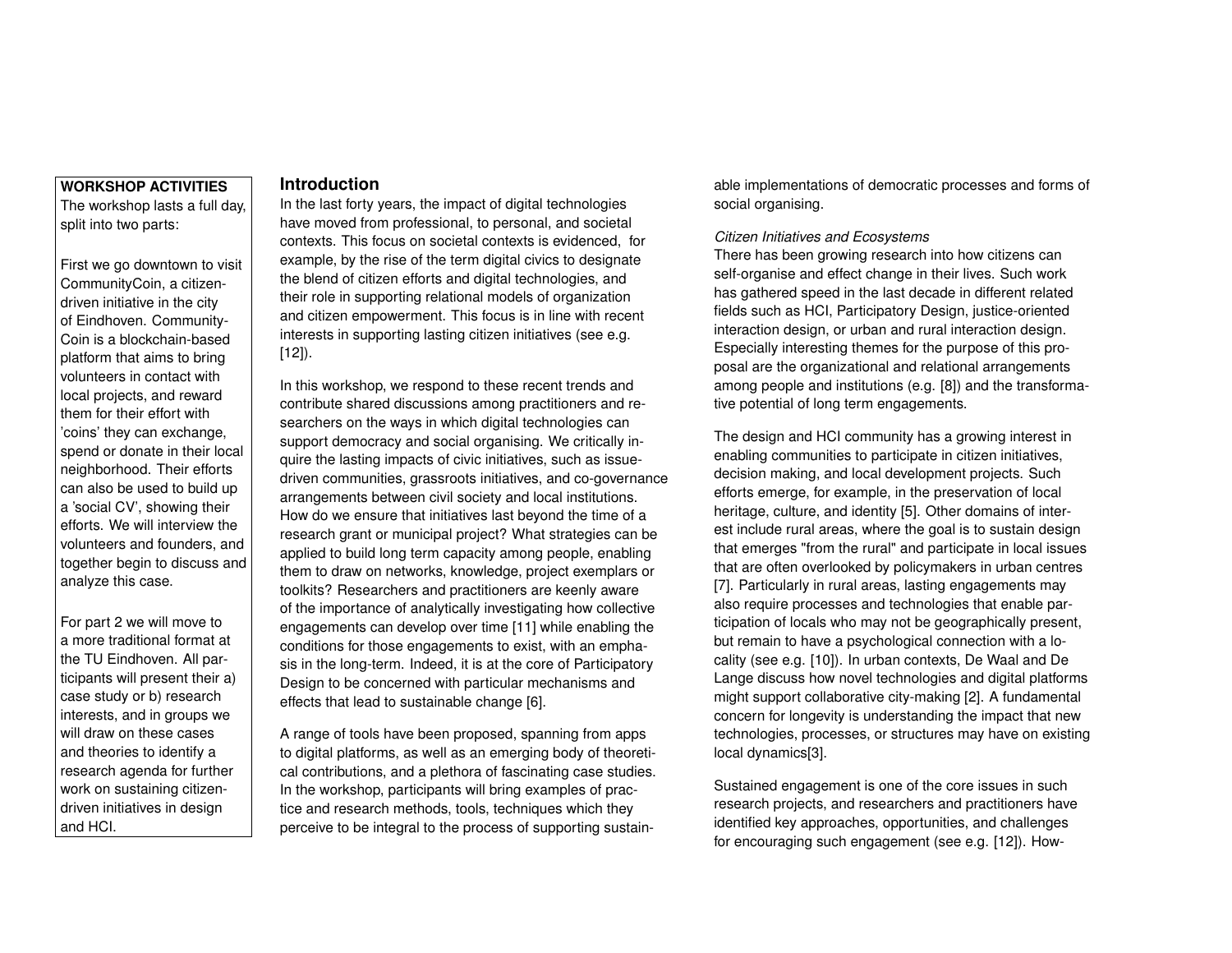**WORKSHOP ACTIVITIES**
The workshop lasts a full day, split into two parts:

First we go downtown to visit CommunityCoin, a citizen-driven initiative in the city of Eindhoven. CommunityCoin is a blockchain-based platform that aims to bring volunteers in contact with local projects, and reward them for their effort with 'coins' they can exchange, spend or donate in their local neighborhood. Their efforts can also be used to build up a 'social CV', showing their efforts. We will interview the volunteers and founders, and together begin to discuss and analyze this case.

For part 2 we will move to a more traditional format at the TU Eindhoven. All participants will present their a) case study or b) research interests, and in groups we will draw on these cases and theories to identify a research agenda for further work on sustaining citizen-driven initiatives in design and HCI.

## Introduction

In the last forty years, the impact of digital technologies have moved from professional, to personal, and societal contexts. This focus on societal contexts is evidenced, for example, by the rise of the term digital civics to designate the blend of citizen efforts and digital technologies, and their role in supporting relational models of organization and citizen empowerment. This focus is in line with recent interests in supporting lasting citizen initiatives (see e.g. [12]).

In this workshop, we respond to these recent trends and contribute shared discussions among practitioners and researchers on the ways in which digital technologies can support democracy and social organising. We critically inquire the lasting impacts of civic initiatives, such as issue-driven communities, grassroots initiatives, and co-governance arrangements between civil society and local institutions. How do we ensure that initiatives last beyond the time of a research grant or municipal project? What strategies can be applied to build long term capacity among people, enabling them to draw on networks, knowledge, project exemplars or toolkits? Researchers and practitioners are keenly aware of the importance of analytically investigating how collective engagements can develop over time [11] while enabling the conditions for those engagements to exist, with an emphasis in the long-term. Indeed, it is at the core of Participatory Design to be concerned with particular mechanisms and effects that lead to sustainable change [6].

A range of tools have been proposed, spanning from apps to digital platforms, as well as an emerging body of theoretical contributions, and a plethora of fascinating case studies. In the workshop, participants will bring examples of practice and research methods, tools, techniques which they perceive to be integral to the process of supporting sustainable implementations of democratic processes and forms of social organising.

### *Citizen Initiatives and Ecosystems*

There has been growing research into how citizens can self-organise and effect change in their lives. Such work has gathered speed in the last decade in different related fields such as HCI, Participatory Design, justice-oriented interaction design, or urban and rural interaction design. Especially interesting themes for the purpose of this proposal are the organizational and relational arrangements among people and institutions (e.g. [8]) and the transformative potential of long term engagements.

The design and HCI community has a growing interest in enabling communities to participate in citizen initiatives, decision making, and local development projects. Such efforts emerge, for example, in the preservation of local heritage, culture, and identity [5]. Other domains of interest include rural areas, where the goal is to sustain design that emerges "from the rural" and participate in local issues that are often overlooked by policymakers in urban centres [7]. Particularly in rural areas, lasting engagements may also require processes and technologies that enable participation of locals who may not be geographically present, but remain to have a psychological connection with a locality (see e.g. [10]). In urban contexts, De Waal and De Lange discuss how novel technologies and digital platforms might support collaborative city-making [2]. A fundamental concern for longevity is understanding the impact that new technologies, processes, or structures may have on existing local dynamics[3].

Sustained engagement is one of the core issues in such research projects, and researchers and practitioners have identified key approaches, opportunities, and challenges for encouraging such engagement (see e.g. [12]). How-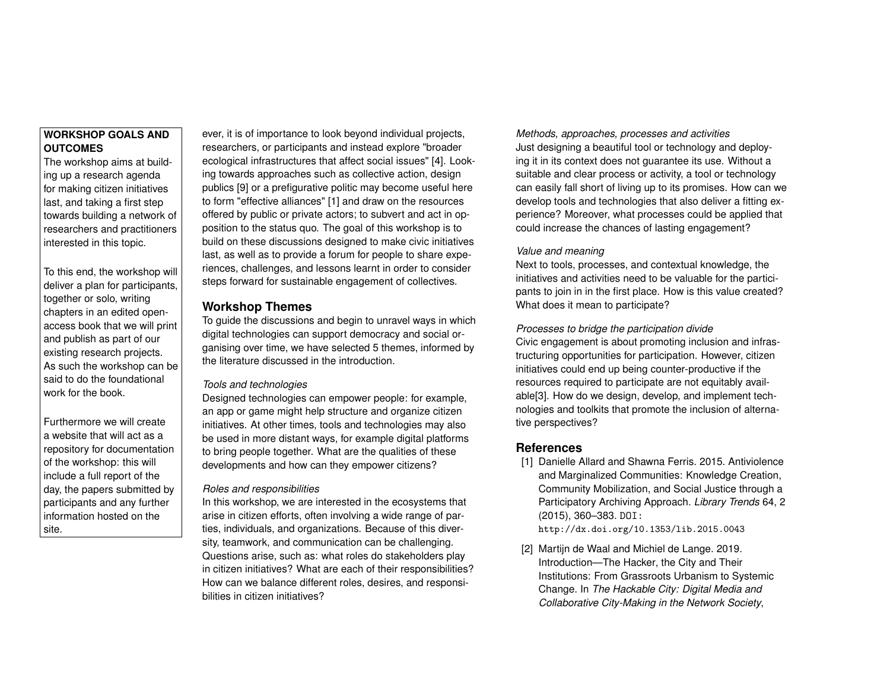**WORKSHOP GOALS AND OUTCOMES**

The workshop aims at building up a research agenda for making citizen initiatives last, and taking a first step towards building a network of researchers and practitioners interested in this topic.

To this end, the workshop will deliver a plan for participants, together or solo, writing chapters in an edited open-access book that we will print and publish as part of our existing research projects. As such the workshop can be said to do the foundational work for the book.

Furthermore we will create a website that will act as a repository for documentation of the workshop: this will include a full report of the day, the papers submitted by participants and any further information hosted on the site.

ever, it is of importance to look beyond individual projects, researchers, or participants and instead explore "broader ecological infrastructures that affect social issues" [4]. Looking towards approaches such as collective action, design publics [9] or a prefigurative politic may become useful here to form "effective alliances" [1] and draw on the resources offered by public or private actors; to subvert and act in opposition to the status quo. The goal of this workshop is to build on these discussions designed to make civic initiatives last, as well as to provide a forum for people to share experiences, challenges, and lessons learnt in order to consider steps forward for sustainable engagement of collectives.

## Workshop Themes

To guide the discussions and begin to unravel ways in which digital technologies can support democracy and social organising over time, we have selected 5 themes, informed by the literature discussed in the introduction.

*Tools and technologies*

Designed technologies can empower people: for example, an app or game might help structure and organize citizen initiatives. At other times, tools and technologies may also be used in more distant ways, for example digital platforms to bring people together. What are the qualities of these developments and how can they empower citizens?

*Roles and responsibilities*

In this workshop, we are interested in the ecosystems that arise in citizen efforts, often involving a wide range of parties, individuals, and organizations. Because of this diversity, teamwork, and communication can be challenging. Questions arise, such as: what roles do stakeholders play in citizen initiatives? What are each of their responsibilities? How can we balance different roles, desires, and responsibilities in citizen initiatives?

*Methods, approaches, processes and activities*

Just designing a beautiful tool or technology and deploying it in its context does not guarantee its use. Without a suitable and clear process or activity, a tool or technology can easily fall short of living up to its promises. How can we develop tools and technologies that also deliver a fitting experience? Moreover, what processes could be applied that could increase the chances of lasting engagement?

*Value and meaning*

Next to tools, processes, and contextual knowledge, the initiatives and activities need to be valuable for the participants to join in in the first place. How is this value created? What does it mean to participate?

*Processes to bridge the participation divide*

Civic engagement is about promoting inclusion and infrastructuring opportunities for participation. However, citizen initiatives could end up being counter-productive if the resources required to participate are not equitably available[3]. How do we design, develop, and implement technologies and toolkits that promote the inclusion of alternative perspectives?

## References

[1] Danielle Allard and Shawna Ferris. 2015. Antiviolence and Marginalized Communities: Knowledge Creation, Community Mobilization, and Social Justice through a Participatory Archiving Approach. *Library Trends* 64, 2 (2015), 360–383. DOI: http://dx.doi.org/10.1353/lib.2015.0043

[2] Martijn de Waal and Michiel de Lange. 2019. Introduction—The Hacker, the City and Their Institutions: From Grassroots Urbanism to Systemic Change. In *The Hackable City: Digital Media and Collaborative City-Making in the Network Society*,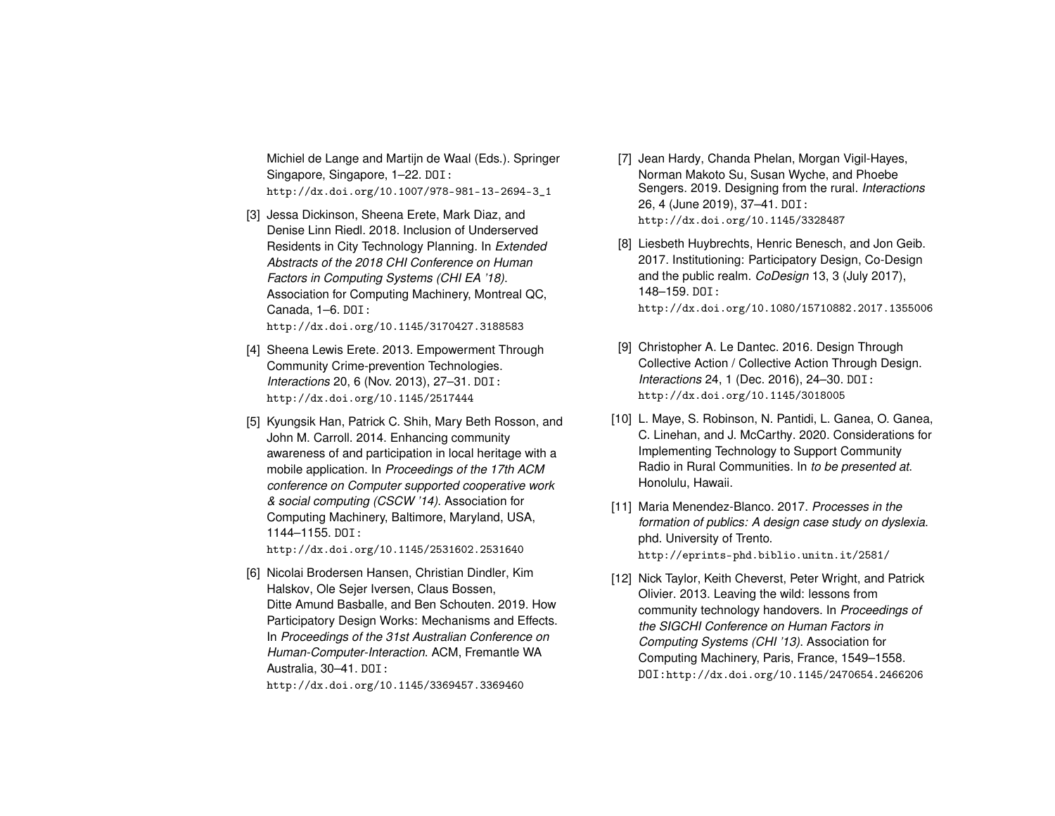Michiel de Lange and Martijn de Waal (Eds.). Springer Singapore, Singapore, 1–22. DOI: http://dx.doi.org/10.1007/978-981-13-2694-3_1

[3] Jessa Dickinson, Sheena Erete, Mark Diaz, and Denise Linn Riedl. 2018. Inclusion of Underserved Residents in City Technology Planning. In *Extended Abstracts of the 2018 CHI Conference on Human Factors in Computing Systems (CHI EA '18)*. Association for Computing Machinery, Montreal QC, Canada, 1–6. DOI: http://dx.doi.org/10.1145/3170427.3188583

[4] Sheena Lewis Erete. 2013. Empowerment Through Community Crime-prevention Technologies. *Interactions* 20, 6 (Nov. 2013), 27–31. DOI: http://dx.doi.org/10.1145/2517444

[5] Kyungsik Han, Patrick C. Shih, Mary Beth Rosson, and John M. Carroll. 2014. Enhancing community awareness of and participation in local heritage with a mobile application. In *Proceedings of the 17th ACM conference on Computer supported cooperative work & social computing (CSCW '14)*. Association for Computing Machinery, Baltimore, Maryland, USA, 1144–1155. DOI: http://dx.doi.org/10.1145/2531602.2531640

[6] Nicolai Brodersen Hansen, Christian Dindler, Kim Halskov, Ole Sejer Iversen, Claus Bossen, Ditte Amund Basballe, and Ben Schouten. 2019. How Participatory Design Works: Mechanisms and Effects. In *Proceedings of the 31st Australian Conference on Human-Computer-Interaction.* ACM, Fremantle WA Australia, 30–41. DOI: http://dx.doi.org/10.1145/3369457.3369460

[7] Jean Hardy, Chanda Phelan, Morgan Vigil-Hayes, Norman Makoto Su, Susan Wyche, and Phoebe Sengers. 2019. Designing from the rural. *Interactions* 26, 4 (June 2019), 37–41. DOI: http://dx.doi.org/10.1145/3328487

[8] Liesbeth Huybrechts, Henric Benesch, and Jon Geib. 2017. Institutioning: Participatory Design, Co-Design and the public realm. *CoDesign* 13, 3 (July 2017), 148–159. DOI: http://dx.doi.org/10.1080/15710882.2017.1355006

[9] Christopher A. Le Dantec. 2016. Design Through Collective Action / Collective Action Through Design. *Interactions* 24, 1 (Dec. 2016), 24–30. DOI: http://dx.doi.org/10.1145/3018005

[10] L. Maye, S. Robinson, N. Pantidi, L. Ganea, O. Ganea, C. Linehan, and J. McCarthy. 2020. Considerations for Implementing Technology to Support Community Radio in Rural Communities. In *to be presented at*. Honolulu, Hawaii.

[11] Maria Menendez-Blanco. 2017. *Processes in the formation of publics: A design case study on dyslexia*. phd. University of Trento. http://eprints-phd.biblio.unitn.it/2581/

[12] Nick Taylor, Keith Cheverst, Peter Wright, and Patrick Olivier. 2013. Leaving the wild: lessons from community technology handovers. In *Proceedings of the SIGCHI Conference on Human Factors in Computing Systems (CHI '13)*. Association for Computing Machinery, Paris, France, 1549–1558. DOI: http://dx.doi.org/10.1145/2470654.2466206